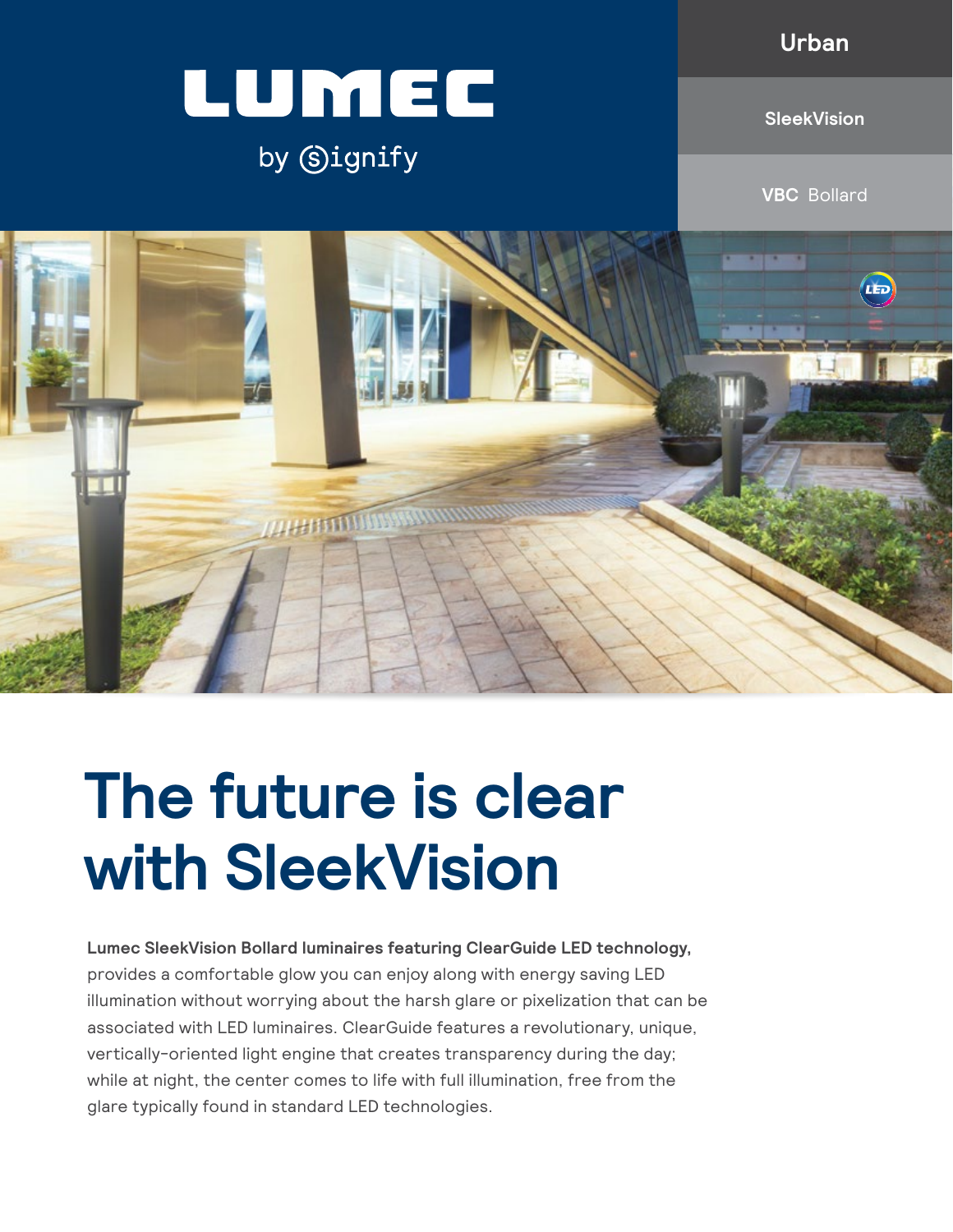LUMEC

by signify

Urban

SleekVision

**VBC** Bollard

# The future is clear with SleekVision

**Lumec SleekVision Bollard luminaires featuring ClearGuide LED technology,** provides a comfortable glow you can enjoy along with energy saving LED illumination without worrying about the harsh glare or pixelization that can be associated with LED luminaires. ClearGuide features a revolutionary, unique, vertically-oriented light engine that creates transparency during the day; while at night, the center comes to life with full illumination, free from the glare typically found in standard LED technologies.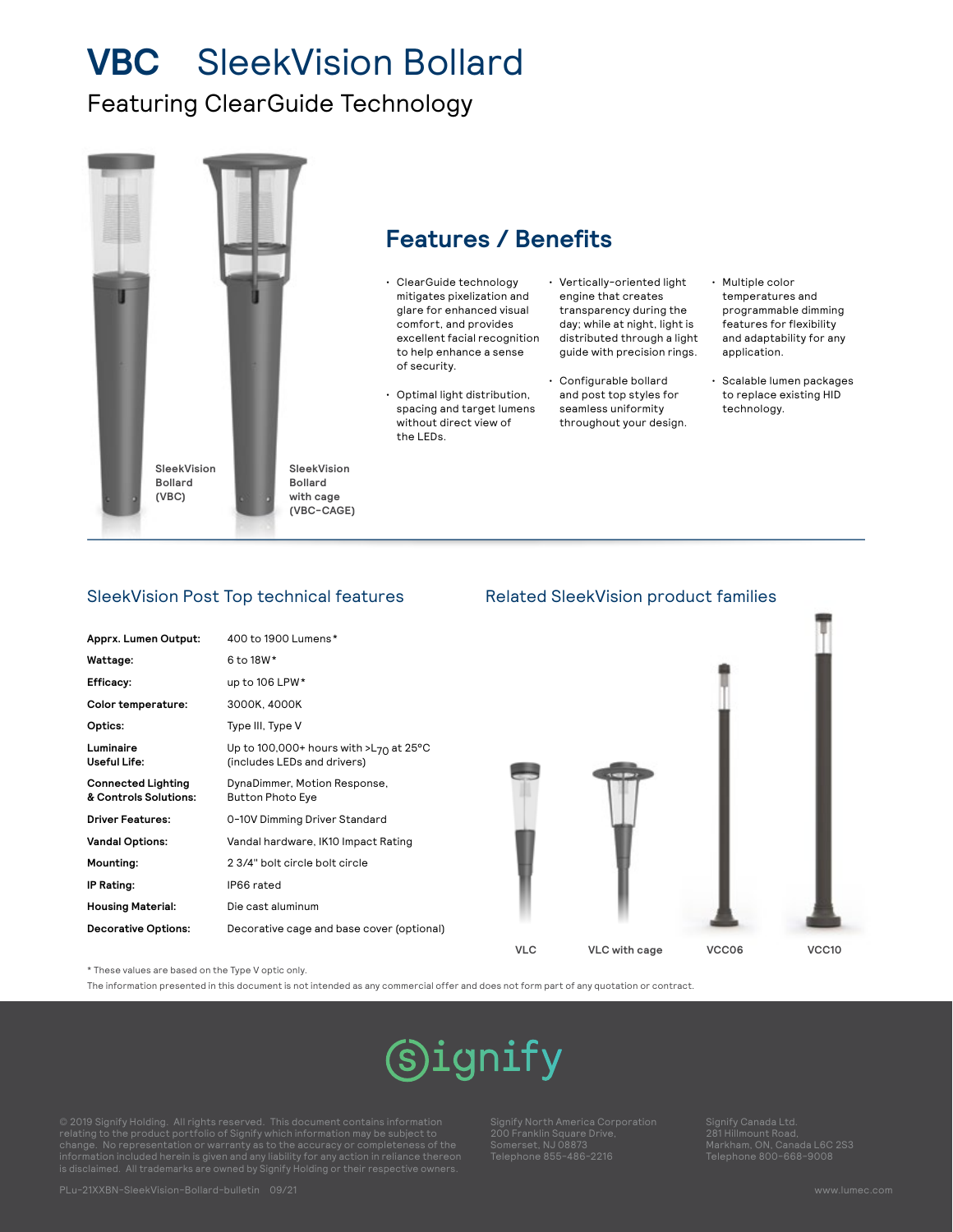# VBC SleekVision Bollard

## Featuring ClearGuide Technology

SleekVision Bollard (VBC)

SleekVision Bollard with cage (VBC-CAGE)

## Features / Benefits

- ClearGuide technology mitigates pixelization and glare for enhanced visual comfort, and provides excellent facial recognition to help enhance a sense of security.
- Optimal light distribution, spacing and target lumens without direct view of the LEDs.
- Vertically-oriented light engine that creates transparency during the day; while at night, light is distributed through a light guide with precision rings.
- Configurable bollard and post top styles for seamless uniformity throughout your design.
- Multiple color temperatures and programmable dimming features for flexibility and adaptability for any application.
- Scalable lumen packages to replace existing HID technology.

### SleekVision Post Top technical features

| | |
|---|---|
| **Apprx. Lumen Output:** | 400 to 1900 Lumens* |
| **Wattage:** | 6 to 18W* |
| **Efficacy:** | up to 106 LPW* |
| **Color temperature:** | 3000K, 4000K |
| **Optics:** | Type III, Type V |
| **Luminaire Useful Life:** | Up to 100,000+ hours with >$L_{70}$ at 25°C (includes LEDs and drivers) |
| **Connected Lighting & Controls Solutions:** | DynaDimmer, Motion Response, Button Photo Eye |
| **Driver Features:** | 0-10V Dimming Driver Standard |
| **Vandal Options:** | Vandal hardware, IK10 Impact Rating |
| **Mounting:** | 2 3/4" bolt circle bolt circle |
| **IP Rating:** | IP66 rated |
| **Housing Material:** | Die cast aluminum |
| **Decorative Options:** | Decorative cage and base cover (optional) |

### Related SleekVision product families

VLC

VLC with cage

VCC06

VCC10

\* These values are based on the Type V optic only.

The information presented in this document is not intended as any commercial offer and does not form part of any quotation or contract.

signify

© 2019 Signify Holding. All rights reserved. This document contains information relating to the product portfolio of Signify which information may be subject to change. No representation or warranty as to the accuracy or completeness of the information included herein is given and any liability for any action in reliance thereon is disclaimed. All trademarks are owned by Signify Holding or their respective owners.

Signify North America Corporation
200 Franklin Square Drive,
Somerset, NJ 08873
Telephone 855-486-2216

Signify Canada Ltd.
281 Hillmount Road,
Markham, ON, Canada L6C 2S3
Telephone 800-668-9008

PLu-21XXBN-SleekVision-Bollard-bulletin 09/21

www.lumec.com